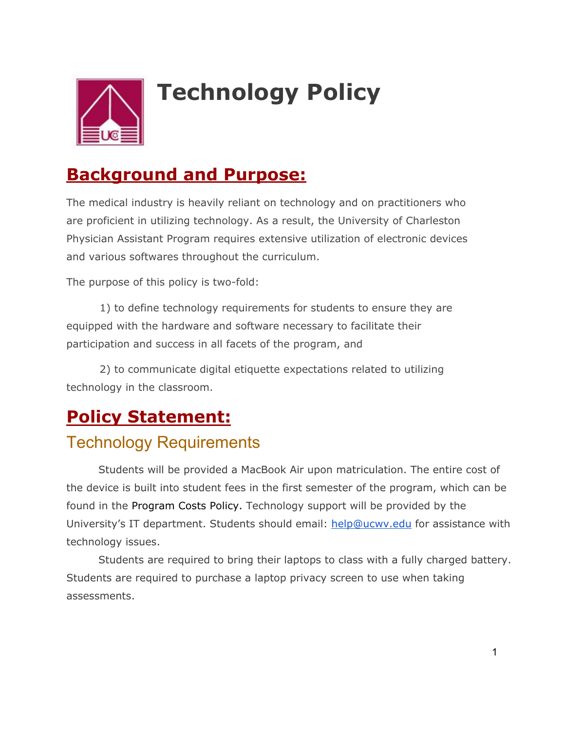# Technology Policy

## Background and Purpose:

The medical industry is heavily reliant on technology and on practitioners who are proficient in utilizing technology. As a result, the University of Charleston Physician Assistant Program requires extensive utilization of electronic devices and various softwares throughout the curriculum.

The purpose of this policy is two-fold:

1) to define technology requirements for students to ensure they are equipped with the hardware and software necessary to facilitate their participation and success in all facets of the program, and

2) to communicate digital etiquette expectations related to utilizing technology in the classroom.

## Policy Statement:

### Technology Requirements

Students will be provided a MacBook Air upon matriculation. The entire cost of the device is built into student fees in the first semester of the program, which can be found in the Program Costs Policy. Technology support will be provided by the University's IT department. Students should email: help@ucwv.edu for assistance with technology issues.

Students are required to bring their laptops to class with a fully charged battery. Students are required to purchase a laptop privacy screen to use when taking assessments.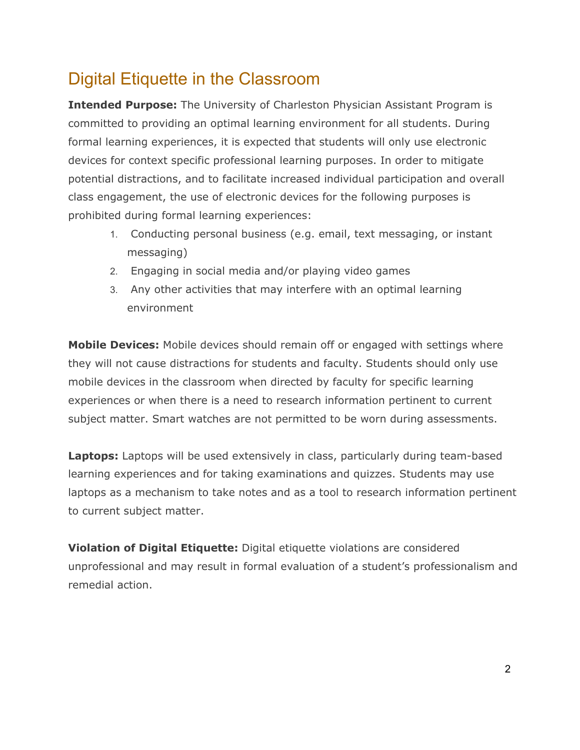## Digital Etiquette in the Classroom

**Intended Purpose:** The University of Charleston Physician Assistant Program is committed to providing an optimal learning environment for all students. During formal learning experiences, it is expected that students will only use electronic devices for context specific professional learning purposes. In order to mitigate potential distractions, and to facilitate increased individual participation and overall class engagement, the use of electronic devices for the following purposes is prohibited during formal learning experiences:

1. Conducting personal business (e.g. email, text messaging, or instant messaging)
2. Engaging in social media and/or playing video games
3. Any other activities that may interfere with an optimal learning environment

**Mobile Devices:** Mobile devices should remain off or engaged with settings where they will not cause distractions for students and faculty. Students should only use mobile devices in the classroom when directed by faculty for specific learning experiences or when there is a need to research information pertinent to current subject matter. Smart watches are not permitted to be worn during assessments.

**Laptops:** Laptops will be used extensively in class, particularly during team-based learning experiences and for taking examinations and quizzes. Students may use laptops as a mechanism to take notes and as a tool to research information pertinent to current subject matter.

**Violation of Digital Etiquette:** Digital etiquette violations are considered unprofessional and may result in formal evaluation of a student's professionalism and remedial action.